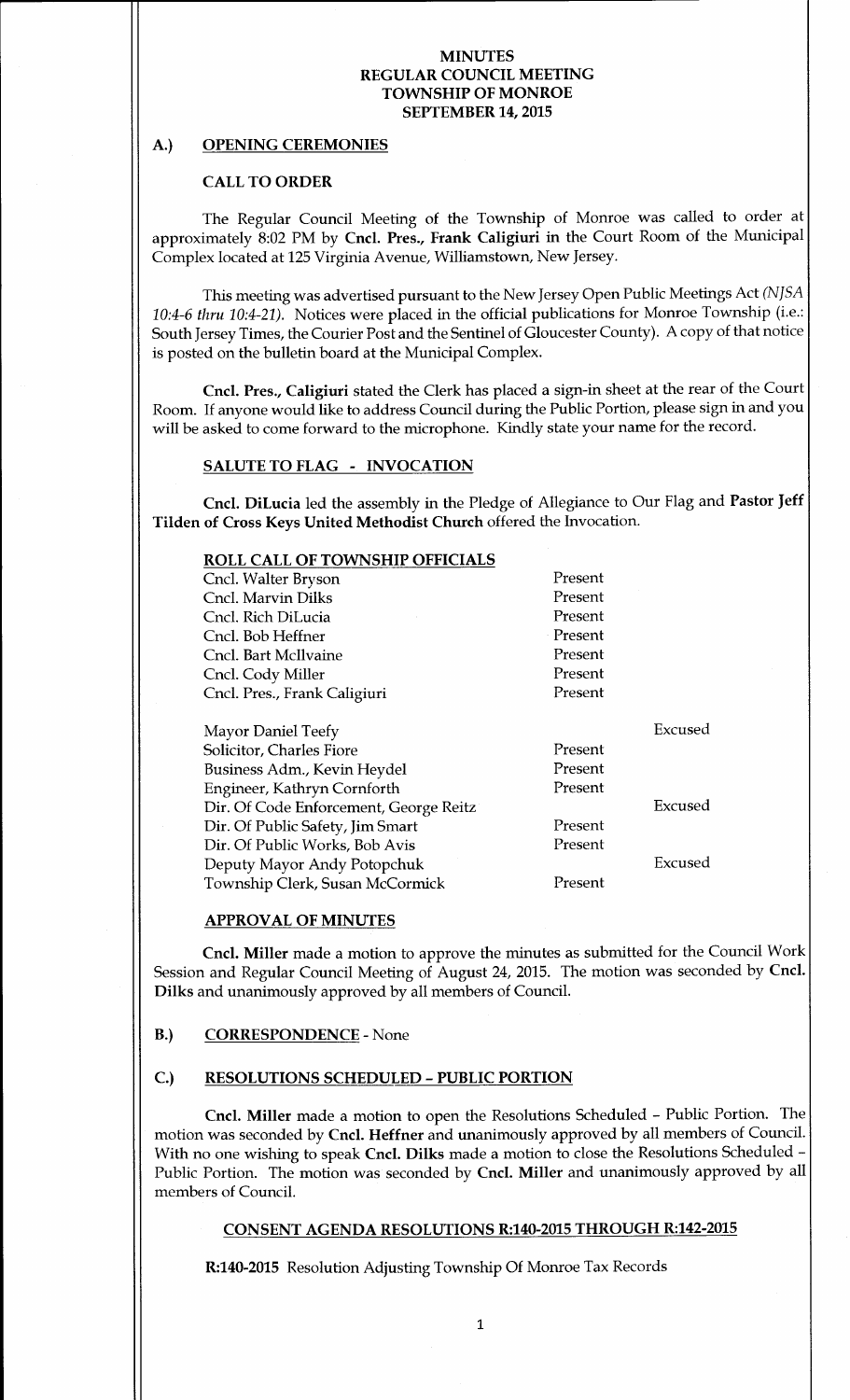# MINUTES
# REGULAR COUNCIL MEETING
# TOWNSHIP OF MONROE
# SEPTEMBER 14, 2015

## A.) OPENING CEREMONIES

### CALL TO ORDER

The Regular Council Meeting of the Township of Monroe was called to order at approximately 8:02 PM by **Cncl. Pres., Frank Caligiuri** in the Court Room of the Municipal Complex located at 125 Virginia Avenue, Williamstown, New Jersey.

This meeting was advertised pursuant to the New Jersey Open Public Meetings Act *(NJSA 10:4-6 thru 10:4-21)*. Notices were placed in the official publications for Monroe Township (i.e.: South Jersey Times, the Courier Post and the Sentinel of Gloucester County). A copy of that notice is posted on the bulletin board at the Municipal Complex.

**Cncl. Pres., Caligiuri** stated the Clerk has placed a sign-in sheet at the rear of the Court Room. If anyone would like to address Council during the Public Portion, please sign in and you will be asked to come forward to the microphone. Kindly state your name for the record.

### SALUTE TO FLAG - INVOCATION

**Cncl. DiLucia** led the assembly in the Pledge of Allegiance to Our Flag and **Pastor Jeff Tilden of Cross Keys United Methodist Church** offered the Invocation.

### ROLL CALL OF TOWNSHIP OFFICIALS

| | | |
|---|---|---|
| Cncl. Walter Bryson | Present | |
| Cncl. Marvin Dilks | Present | |
| Cncl. Rich DiLucia | Present | |
| Cncl. Bob Heffner | Present | |
| Cncl. Bart McIlvaine | Present | |
| Cncl. Cody Miller | Present | |
| Cncl. Pres., Frank Caligiuri | Present | |
| | | |
| Mayor Daniel Teefy | | Excused |
| Solicitor, Charles Fiore | Present | |
| Business Adm., Kevin Heydel | Present | |
| Engineer, Kathryn Cornforth | Present | |
| Dir. Of Code Enforcement, George Reitz | | Excused |
| Dir. Of Public Safety, Jim Smart | Present | |
| Dir. Of Public Works, Bob Avis | Present | |
| Deputy Mayor Andy Potopchuk | | Excused |
| Township Clerk, Susan McCormick | Present | |

### APPROVAL OF MINUTES

**Cncl. Miller** made a motion to approve the minutes as submitted for the Council Work Session and Regular Council Meeting of August 24, 2015. The motion was seconded by **Cncl. Dilks** and unanimously approved by all members of Council.

## B.) CORRESPONDENCE - None

## C.) RESOLUTIONS SCHEDULED – PUBLIC PORTION

**Cncl. Miller** made a motion to open the Resolutions Scheduled – Public Portion. The motion was seconded by **Cncl. Heffner** and unanimously approved by all members of Council. With no one wishing to speak **Cncl. Dilks** made a motion to close the Resolutions Scheduled – Public Portion. The motion was seconded by **Cncl. Miller** and unanimously approved by all members of Council.

### CONSENT AGENDA RESOLUTIONS R:140-2015 THROUGH R:142-2015

**R:140-2015** Resolution Adjusting Township Of Monroe Tax Records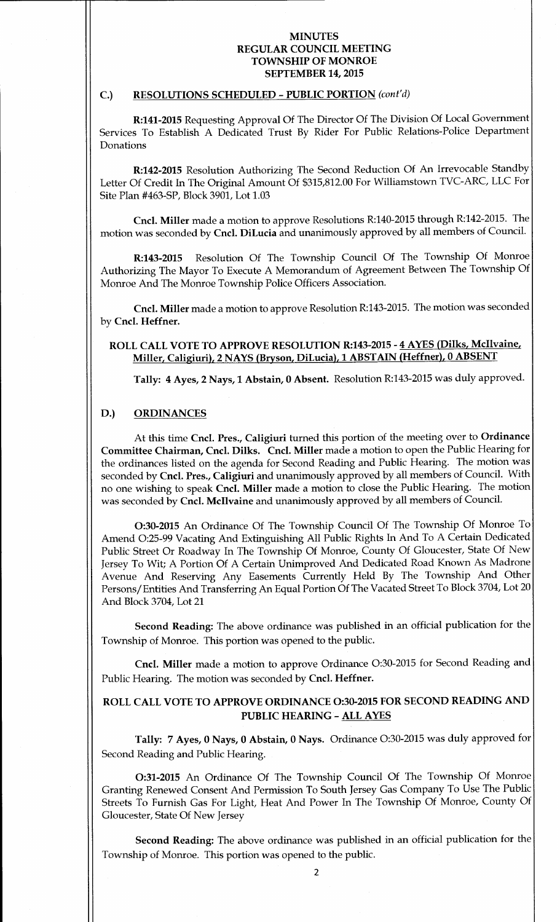# MINUTES
# REGULAR COUNCIL MEETING
# TOWNSHIP OF MONROE
# SEPTEMBER 14, 2015

## C.) RESOLUTIONS SCHEDULED – PUBLIC PORTION *(cont'd)*

**R:141-2015** Requesting Approval Of The Director Of The Division Of Local Government Services To Establish A Dedicated Trust By Rider For Public Relations-Police Department Donations

**R:142-2015** Resolution Authorizing The Second Reduction Of An Irrevocable Standby Letter Of Credit In The Original Amount Of $315,812.00 For Williamstown TVC-ARC, LLC For Site Plan #463-SP, Block 3901, Lot 1.03

**Cncl. Miller** made a motion to approve Resolutions R:140-2015 through R:142-2015. The motion was seconded by **Cncl. DiLucia** and unanimously approved by all members of Council.

**R:143-2015** Resolution Of The Township Council Of The Township Of Monroe Authorizing The Mayor To Execute A Memorandum of Agreement Between The Township Of Monroe And The Monroe Township Police Officers Association.

**Cncl. Miller** made a motion to approve Resolution R:143-2015. The motion was seconded by **Cncl. Heffner.**

**ROLL CALL VOTE TO APPROVE RESOLUTION R:143-2015 - 4 AYES (Dilks, McIlvaine, Miller, Caligiuri), 2 NAYS (Bryson, DiLucia), 1 ABSTAIN (Heffner), 0 ABSENT**

**Tally: 4 Ayes, 2 Nays, 1 Abstain, 0 Absent.** Resolution R:143-2015 was duly approved.

## D.) ORDINANCES

At this time **Cncl. Pres., Caligiuri** turned this portion of the meeting over to **Ordinance Committee Chairman, Cncl. Dilks. Cncl. Miller** made a motion to open the Public Hearing for the ordinances listed on the agenda for Second Reading and Public Hearing. The motion was seconded by **Cncl. Pres., Caligiuri** and unanimously approved by all members of Council. With no one wishing to speak **Cncl. Miller** made a motion to close the Public Hearing. The motion was seconded by **Cncl. McIlvaine** and unanimously approved by all members of Council.

**O:30-2015** An Ordinance Of The Township Council Of The Township Of Monroe To Amend O:25-99 Vacating And Extinguishing All Public Rights In And To A Certain Dedicated Public Street Or Roadway In The Township Of Monroe, County Of Gloucester, State Of New Jersey To Wit; A Portion Of A Certain Unimproved And Dedicated Road Known As Madrone Avenue And Reserving Any Easements Currently Held By The Township And Other Persons/Entities And Transferring An Equal Portion Of The Vacated Street To Block 3704, Lot 20 And Block 3704, Lot 21

**Second Reading:** The above ordinance was published in an official publication for the Township of Monroe. This portion was opened to the public.

**Cncl. Miller** made a motion to approve Ordinance O:30-2015 for Second Reading and Public Hearing. The motion was seconded by **Cncl. Heffner.**

**ROLL CALL VOTE TO APPROVE ORDINANCE O:30-2015 FOR SECOND READING AND PUBLIC HEARING – ALL AYES**

**Tally: 7 Ayes, 0 Nays, 0 Abstain, 0 Nays.** Ordinance O:30-2015 was duly approved for Second Reading and Public Hearing.

**O:31-2015** An Ordinance Of The Township Council Of The Township Of Monroe Granting Renewed Consent And Permission To South Jersey Gas Company To Use The Public Streets To Furnish Gas For Light, Heat And Power In The Township Of Monroe, County Of Gloucester, State Of New Jersey

**Second Reading:** The above ordinance was published in an official publication for the Township of Monroe. This portion was opened to the public.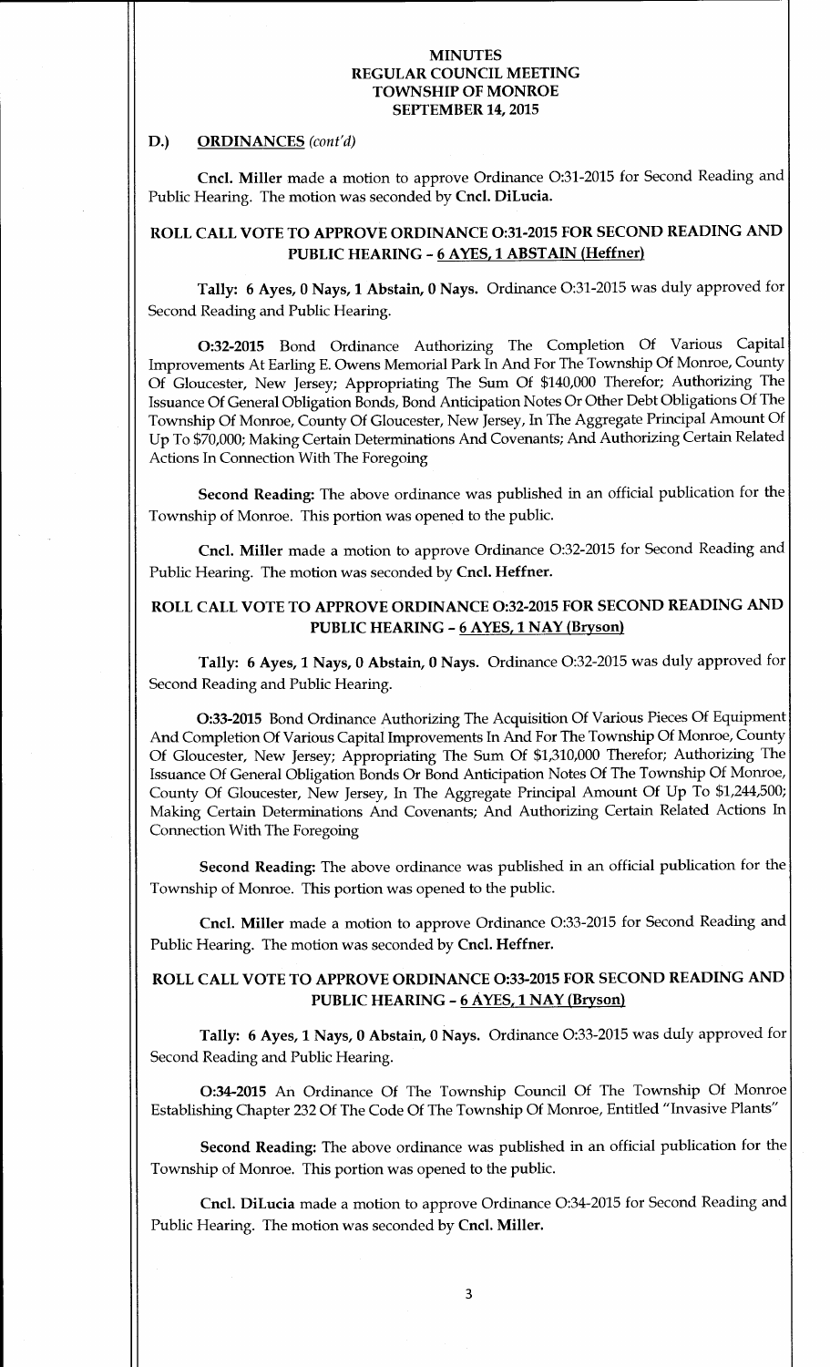**MINUTES**
**REGULAR COUNCIL MEETING**
**TOWNSHIP OF MONROE**
**SEPTEMBER 14, 2015**

**D.) ORDINANCES** *(cont'd)*

**Cncl. Miller** made a motion to approve Ordinance O:31-2015 for Second Reading and Public Hearing. The motion was seconded by **Cncl. DiLucia.**

**ROLL CALL VOTE TO APPROVE ORDINANCE O:31-2015 FOR SECOND READING AND PUBLIC HEARING - 6 AYES, 1 ABSTAIN (Heffner)**

**Tally: 6 Ayes, 0 Nays, 1 Abstain, 0 Nays.** Ordinance O:31-2015 was duly approved for Second Reading and Public Hearing.

**O:32-2015** Bond Ordinance Authorizing The Completion Of Various Capital Improvements At Earling E. Owens Memorial Park In And For The Township Of Monroe, County Of Gloucester, New Jersey; Appropriating The Sum Of $140,000 Therefor; Authorizing The Issuance Of General Obligation Bonds, Bond Anticipation Notes Or Other Debt Obligations Of The Township Of Monroe, County Of Gloucester, New Jersey, In The Aggregate Principal Amount Of Up To $70,000; Making Certain Determinations And Covenants; And Authorizing Certain Related Actions In Connection With The Foregoing

**Second Reading:** The above ordinance was published in an official publication for the Township of Monroe. This portion was opened to the public.

**Cncl. Miller** made a motion to approve Ordinance O:32-2015 for Second Reading and Public Hearing. The motion was seconded by **Cncl. Heffner.**

**ROLL CALL VOTE TO APPROVE ORDINANCE O:32-2015 FOR SECOND READING AND PUBLIC HEARING - 6 AYES, 1 NAY (Bryson)**

**Tally: 6 Ayes, 1 Nays, 0 Abstain, 0 Nays.** Ordinance O:32-2015 was duly approved for Second Reading and Public Hearing.

**O:33-2015** Bond Ordinance Authorizing The Acquisition Of Various Pieces Of Equipment And Completion Of Various Capital Improvements In And For The Township Of Monroe, County Of Gloucester, New Jersey; Appropriating The Sum Of $1,310,000 Therefor; Authorizing The Issuance Of General Obligation Bonds Or Bond Anticipation Notes Of The Township Of Monroe, County Of Gloucester, New Jersey, In The Aggregate Principal Amount Of Up To $1,244,500; Making Certain Determinations And Covenants; And Authorizing Certain Related Actions In Connection With The Foregoing

**Second Reading:** The above ordinance was published in an official publication for the Township of Monroe. This portion was opened to the public.

**Cncl. Miller** made a motion to approve Ordinance O:33-2015 for Second Reading and Public Hearing. The motion was seconded by **Cncl. Heffner.**

**ROLL CALL VOTE TO APPROVE ORDINANCE O:33-2015 FOR SECOND READING AND PUBLIC HEARING - 6 AYES, 1 NAY (Bryson)**

**Tally: 6 Ayes, 1 Nays, 0 Abstain, 0 Nays.** Ordinance O:33-2015 was duly approved for Second Reading and Public Hearing.

**O:34-2015** An Ordinance Of The Township Council Of The Township Of Monroe Establishing Chapter 232 Of The Code Of The Township Of Monroe, Entitled "Invasive Plants"

**Second Reading:** The above ordinance was published in an official publication for the Township of Monroe. This portion was opened to the public.

**Cncl. DiLucia** made a motion to approve Ordinance O:34-2015 for Second Reading and Public Hearing. The motion was seconded by **Cncl. Miller.**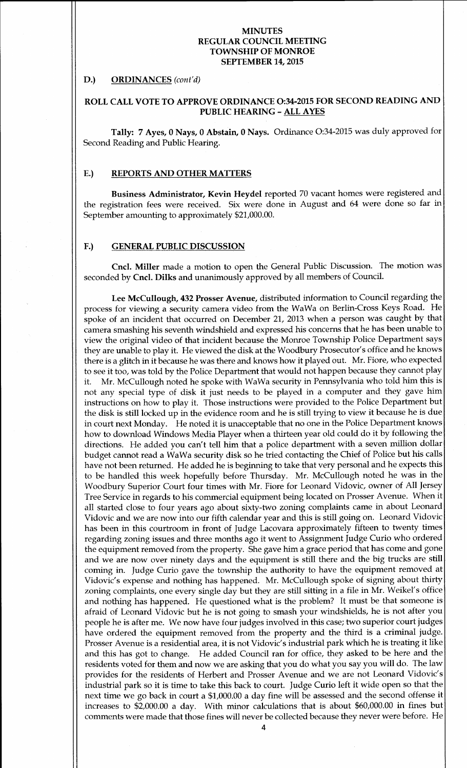# MINUTES
## REGULAR COUNCIL MEETING
## TOWNSHIP OF MONROE
## SEPTEMBER 14, 2015

### D.) ORDINANCES *(cont'd)*

**ROLL CALL VOTE TO APPROVE ORDINANCE O:34-2015 FOR SECOND READING AND PUBLIC HEARING – ALL AYES**

**Tally: 7 Ayes, 0 Nays, 0 Abstain, 0 Nays.** Ordinance O:34-2015 was duly approved for Second Reading and Public Hearing.

### E.) REPORTS AND OTHER MATTERS

**Business Administrator, Kevin Heydel** reported 70 vacant homes were registered and the registration fees were received. Six were done in August and 64 were done so far in September amounting to approximately $21,000.00.

### F.) GENERAL PUBLIC DISCUSSION

**Cncl. Miller** made a motion to open the General Public Discussion. The motion was seconded by **Cncl. Dilks** and unanimously approved by all members of Council.

**Lee McCullough, 432 Prosser Avenue,** distributed information to Council regarding the process for viewing a security camera video from the WaWa on Berlin-Cross Keys Road. He spoke of an incident that occurred on December 21, 2013 when a person was caught by that camera smashing his seventh windshield and expressed his concerns that he has been unable to view the original video of that incident because the Monroe Township Police Department says they are unable to play it. He viewed the disk at the Woodbury Prosecutor's office and he knows there is a glitch in it because he was there and knows how it played out. Mr. Fiore, who expected to see it too, was told by the Police Department that would not happen because they cannot play it. Mr. McCullough noted he spoke with WaWa security in Pennsylvania who told him this is not any special type of disk it just needs to be played in a computer and they gave him instructions on how to play it. Those instructions were provided to the Police Department but the disk is still locked up in the evidence room and he is still trying to view it because he is due in court next Monday. He noted it is unacceptable that no one in the Police Department knows how to download Windows Media Player when a thirteen year old could do it by following the directions. He added you can't tell him that a police department with a seven million dollar budget cannot read a WaWa security disk so he tried contacting the Chief of Police but his calls have not been returned. He added he is beginning to take that very personal and he expects this to be handled this week hopefully before Thursday. Mr. McCullough noted he was in the Woodbury Superior Court four times with Mr. Fiore for Leonard Vidovic, owner of All Jersey Tree Service in regards to his commercial equipment being located on Prosser Avenue. When it all started close to four years ago about sixty-two zoning complaints came in about Leonard Vidovic and we are now into our fifth calendar year and this is still going on. Leonard Vidovic has been in this courtroom in front of Judge Lacovara approximately fifteen to twenty times regarding zoning issues and three months ago it went to Assignment Judge Curio who ordered the equipment removed from the property. She gave him a grace period that has come and gone and we are now over ninety days and the equipment is still there and the big trucks are still coming in. Judge Curio gave the township the authority to have the equipment removed at Vidovic's expense and nothing has happened. Mr. McCullough spoke of signing about thirty zoning complaints, one every single day but they are still sitting in a file in Mr. Weikel's office and nothing has happened. He questioned what is the problem? It must be that someone is afraid of Leonard Vidovic but he is not going to smash your windshields, he is not after you people he is after me. We now have four judges involved in this case; two superior court judges have ordered the equipment removed from the property and the third is a criminal judge. Prosser Avenue is a residential area, it is not Vidovic's industrial park which he is treating it like and this has got to change. He added Council ran for office, they asked to be here and the residents voted for them and now we are asking that you do what you say you will do. The law provides for the residents of Herbert and Prosser Avenue and we are not Leonard Vidovic's industrial park so it is time to take this back to court. Judge Curio left it wide open so that the next time we go back in court a $1,000.00 a day fine will be assessed and the second offense it increases to $2,000.00 a day. With minor calculations that is about $60,000.00 in fines but comments were made that those fines will never be collected because they never were before. He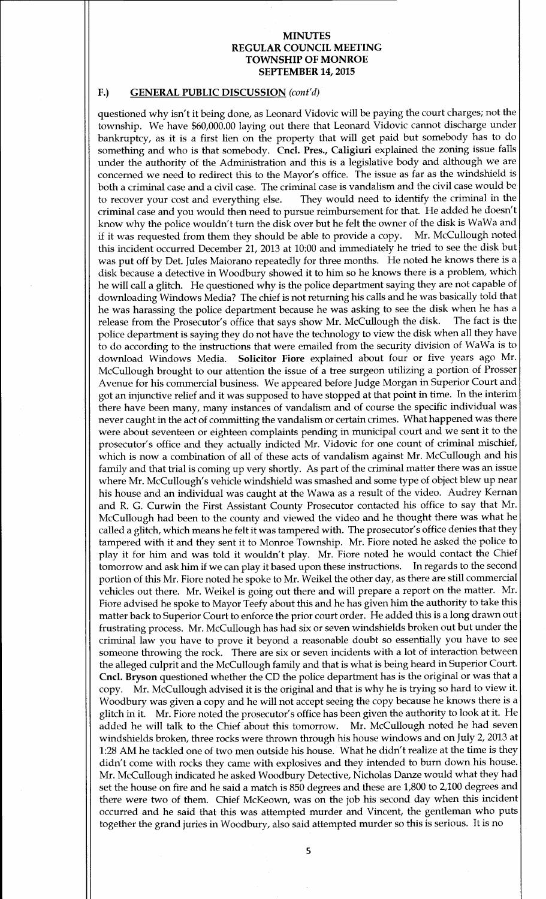# MINUTES
## REGULAR COUNCIL MEETING
## TOWNSHIP OF MONROE
## SEPTEMBER 14, 2015

### F.) GENERAL PUBLIC DISCUSSION *(cont'd)*

questioned why isn't it being done, as Leonard Vidovic will be paying the court charges; not the township. We have $60,000.00 laying out there that Leonard Vidovic cannot discharge under bankruptcy, as it is a first lien on the property that will get paid but somebody has to do something and who is that somebody. **Cncl. Pres., Caligiuri** explained the zoning issue falls under the authority of the Administration and this is a legislative body and although we are concerned we need to redirect this to the Mayor's office. The issue as far as the windshield is both a criminal case and a civil case. The criminal case is vandalism and the civil case would be to recover your cost and everything else. They would need to identify the criminal in the criminal case and you would then need to pursue reimbursement for that. He added he doesn't know why the police wouldn't turn the disk over but he felt the owner of the disk is WaWa and if it was requested from them they should be able to provide a copy. Mr. McCullough noted this incident occurred December 21, 2013 at 10:00 and immediately he tried to see the disk but was put off by Det. Jules Maiorano repeatedly for three months. He noted he knows there is a disk because a detective in Woodbury showed it to him so he knows there is a problem, which he will call a glitch. He questioned why is the police department saying they are not capable of downloading Windows Media? The chief is not returning his calls and he was basically told that he was harassing the police department because he was asking to see the disk when he has a release from the Prosecutor's office that says show Mr. McCullough the disk. The fact is the police department is saying they do not have the technology to view the disk when all they have to do according to the instructions that were emailed from the security division of WaWa is to download Windows Media. **Solicitor Fiore** explained about four or five years ago Mr. McCullough brought to our attention the issue of a tree surgeon utilizing a portion of Prosser Avenue for his commercial business. We appeared before Judge Morgan in Superior Court and got an injunctive relief and it was supposed to have stopped at that point in time. In the interim there have been many, many instances of vandalism and of course the specific individual was never caught in the act of committing the vandalism or certain crimes. What happened was there were about seventeen or eighteen complaints pending in municipal court and we sent it to the prosecutor's office and they actually indicted Mr. Vidovic for one count of criminal mischief, which is now a combination of all of these acts of vandalism against Mr. McCullough and his family and that trial is coming up very shortly. As part of the criminal matter there was an issue where Mr. McCullough's vehicle windshield was smashed and some type of object blew up near his house and an individual was caught at the Wawa as a result of the video. Audrey Kernan and R. G. Curwin the First Assistant County Prosecutor contacted his office to say that Mr. McCullough had been to the county and viewed the video and he thought there was what he called a glitch, which means he felt it was tampered with. The prosecutor's office denies that they tampered with it and they sent it to Monroe Township. Mr. Fiore noted he asked the police to play it for him and was told it wouldn't play. Mr. Fiore noted he would contact the Chief tomorrow and ask him if we can play it based upon these instructions. In regards to the second portion of this Mr. Fiore noted he spoke to Mr. Weikel the other day, as there are still commercial vehicles out there. Mr. Weikel is going out there and will prepare a report on the matter. Mr. Fiore advised he spoke to Mayor Teefy about this and he has given him the authority to take this matter back to Superior Court to enforce the prior court order. He added this is a long drawn out frustrating process. Mr. McCullough has had six or seven windshields broken out but under the criminal law you have to prove it beyond a reasonable doubt so essentially you have to see someone throwing the rock. There are six or seven incidents with a lot of interaction between the alleged culprit and the McCullough family and that is what is being heard in Superior Court. **Cncl. Bryson** questioned whether the CD the police department has is the original or was that a copy. Mr. McCullough advised it is the original and that is why he is trying so hard to view it. Woodbury was given a copy and he will not accept seeing the copy because he knows there is a glitch in it. Mr. Fiore noted the prosecutor's office has been given the authority to look at it. He added he will talk to the Chief about this tomorrow. Mr. McCullough noted he had seven windshields broken, three rocks were thrown through his house windows and on July 2, 2013 at 1:28 AM he tackled one of two men outside his house. What he didn't realize at the time is they didn't come with rocks they came with explosives and they intended to burn down his house. Mr. McCullough indicated he asked Woodbury Detective, Nicholas Danze would what they had set the house on fire and he said a match is 850 degrees and these are 1,800 to 2,100 degrees and there were two of them. Chief McKeown, was on the job his second day when this incident occurred and he said that this was attempted murder and Vincent, the gentleman who puts together the grand juries in Woodbury, also said attempted murder so this is serious. It is no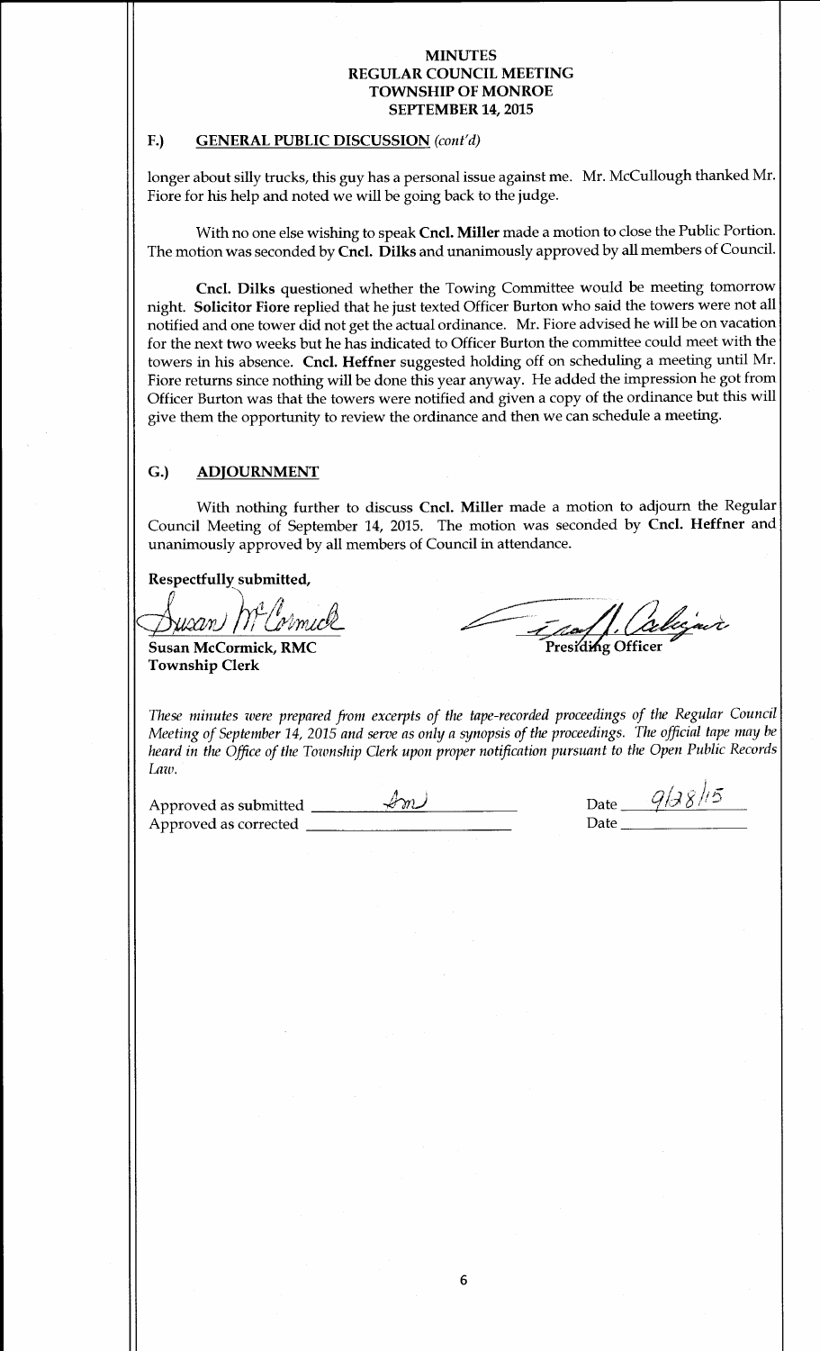## F.) GENERAL PUBLIC DISCUSSION *(cont'd)*

longer about silly trucks, this guy has a personal issue against me. Mr. McCullough thanked Mr. Fiore for his help and noted we will be going back to the judge.

With no one else wishing to speak **Cncl. Miller** made a motion to close the Public Portion. The motion was seconded by **Cncl. Dilks** and unanimously approved by all members of Council.

**Cncl. Dilks** questioned whether the Towing Committee would be meeting tomorrow night. **Solicitor Fiore** replied that he just texted Officer Burton who said the towers were not all notified and one tower did not get the actual ordinance. Mr. Fiore advised he will be on vacation for the next two weeks but he has indicated to Officer Burton the committee could meet with the towers in his absence. **Cncl. Heffner** suggested holding off on scheduling a meeting until Mr. Fiore returns since nothing will be done this year anyway. He added the impression he got from Officer Burton was that the towers were notified and given a copy of the ordinance but this will give them the opportunity to review the ordinance and then we can schedule a meeting.

## G.) ADJOURNMENT

With nothing further to discuss **Cncl. Miller** made a motion to adjourn the Regular Council Meeting of September 14, 2015. The motion was seconded by **Cncl. Heffner** and unanimously approved by all members of Council in attendance.

**Respectfully submitted,**

Susan McCormick

**Susan McCormick, RMC**
**Township Clerk**

**Presiding Officer**

*These minutes were prepared from excerpts of the tape-recorded proceedings of the Regular Council Meeting of September 14, 2015 and serve as only a synopsis of the proceedings. The official tape may be heard in the Office of the Township Clerk upon proper notification pursuant to the Open Public Records Law.*

Approved as submitted ___ Am ___ Date ___ 9/28/15 ___
Approved as corrected ______________ Date ______________